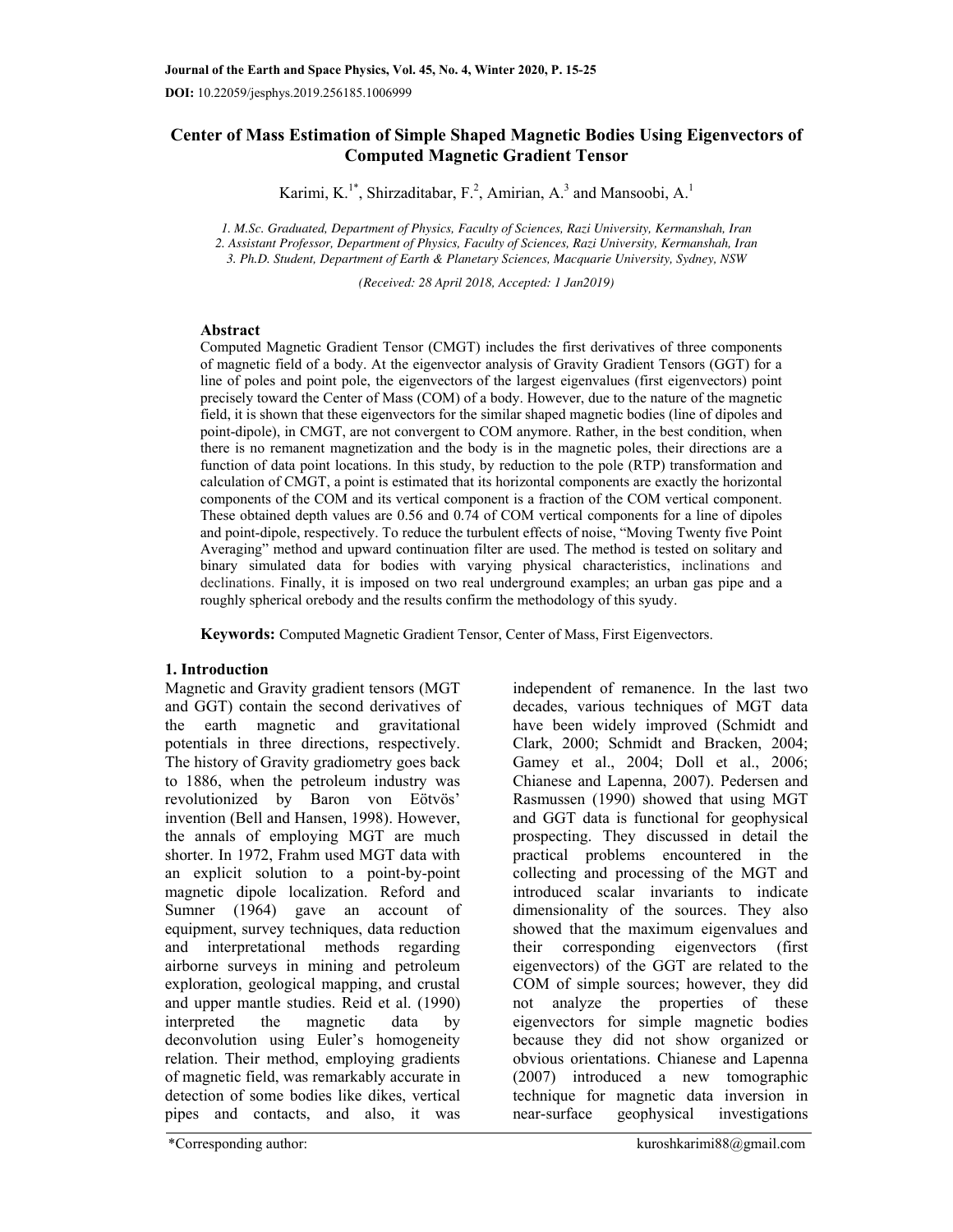# Center of Mass Estimation of Simple Shaped Magnetic Bodies Using Eigenvectors of Computed Magnetic Gradient Tensor

Karimi, K.[1*], Shirzaditabar, F.[2], Amirian, A.[3] and Mansoobi, A.[1]

*1. M.Sc. Graduated, Department of Physics, Faculty of Sciences, Razi University, Kermanshah, Iran*
*2. Assistant Professor, Department of Physics, Faculty of Sciences, Razi University, Kermanshah, Iran*
*3. Ph.D. Student, Department of Earth & Planetary Sciences, Macquarie University, Sydney, NSW*

*(Received: 28 April 2018, Accepted: 1 Jan2019)*

## Abstract

Computed Magnetic Gradient Tensor (CMGT) includes the first derivatives of three components of magnetic field of a body. At the eigenvector analysis of Gravity Gradient Tensors (GGT) for a line of poles and point pole, the eigenvectors of the largest eigenvalues (first eigenvectors) point precisely toward the Center of Mass (COM) of a body. However, due to the nature of the magnetic field, it is shown that these eigenvectors for the similar shaped magnetic bodies (line of dipoles and point-dipole), in CMGT, are not convergent to COM anymore. Rather, in the best condition, when there is no remanent magnetization and the body is in the magnetic poles, their directions are a function of data point locations. In this study, by reduction to the pole (RTP) transformation and calculation of CMGT, a point is estimated that its horizontal components are exactly the horizontal components of the COM and its vertical component is a fraction of the COM vertical component. These obtained depth values are 0.56 and 0.74 of COM vertical components for a line of dipoles and point-dipole, respectively. To reduce the turbulent effects of noise, "Moving Twenty five Point Averaging" method and upward continuation filter are used. The method is tested on solitary and binary simulated data for bodies with varying physical characteristics, inclinations and declinations. Finally, it is imposed on two real underground examples; an urban gas pipe and a roughly spherical orebody and the results confirm the methodology of this syudy.

**Keywords:** Computed Magnetic Gradient Tensor, Center of Mass, First Eigenvectors.

## 1. Introduction

Magnetic and Gravity gradient tensors (MGT and GGT) contain the second derivatives of the earth magnetic and gravitational potentials in three directions, respectively. The history of Gravity gradiometry goes back to 1886, when the petroleum industry was revolutionized by Baron von Eötvös' invention (Bell and Hansen, 1998). However, the annals of employing MGT are much shorter. In 1972, Frahm used MGT data with an explicit solution to a point-by-point magnetic dipole localization. Reford and Sumner (1964) gave an account of equipment, survey techniques, data reduction and interpretational methods regarding airborne surveys in mining and petroleum exploration, geological mapping, and crustal and upper mantle studies. Reid et al. (1990) interpreted the magnetic data by deconvolution using Euler's homogeneity relation. Their method, employing gradients of magnetic field, was remarkably accurate in detection of some bodies like dikes, vertical pipes and contacts, and also, it was independent of remanence. In the last two decades, various techniques of MGT data have been widely improved (Schmidt and Clark, 2000; Schmidt and Bracken, 2004; Gamey et al., 2004; Doll et al., 2006; Chianese and Lapenna, 2007). Pedersen and Rasmussen (1990) showed that using MGT and GGT data is functional for geophysical prospecting. They discussed in detail the practical problems encountered in the collecting and processing of the MGT and introduced scalar invariants to indicate dimensionality of the sources. They also showed that the maximum eigenvalues and their corresponding eigenvectors (first eigenvectors) of the GGT are related to the COM of simple sources; however, they did not analyze the properties of these eigenvectors for simple magnetic bodies because they did not show organized or obvious orientations. Chianese and Lapenna (2007) introduced a new tomographic technique for magnetic data inversion in near-surface geophysical investigations

*Corresponding author: kuroshkarimi88@gmail.com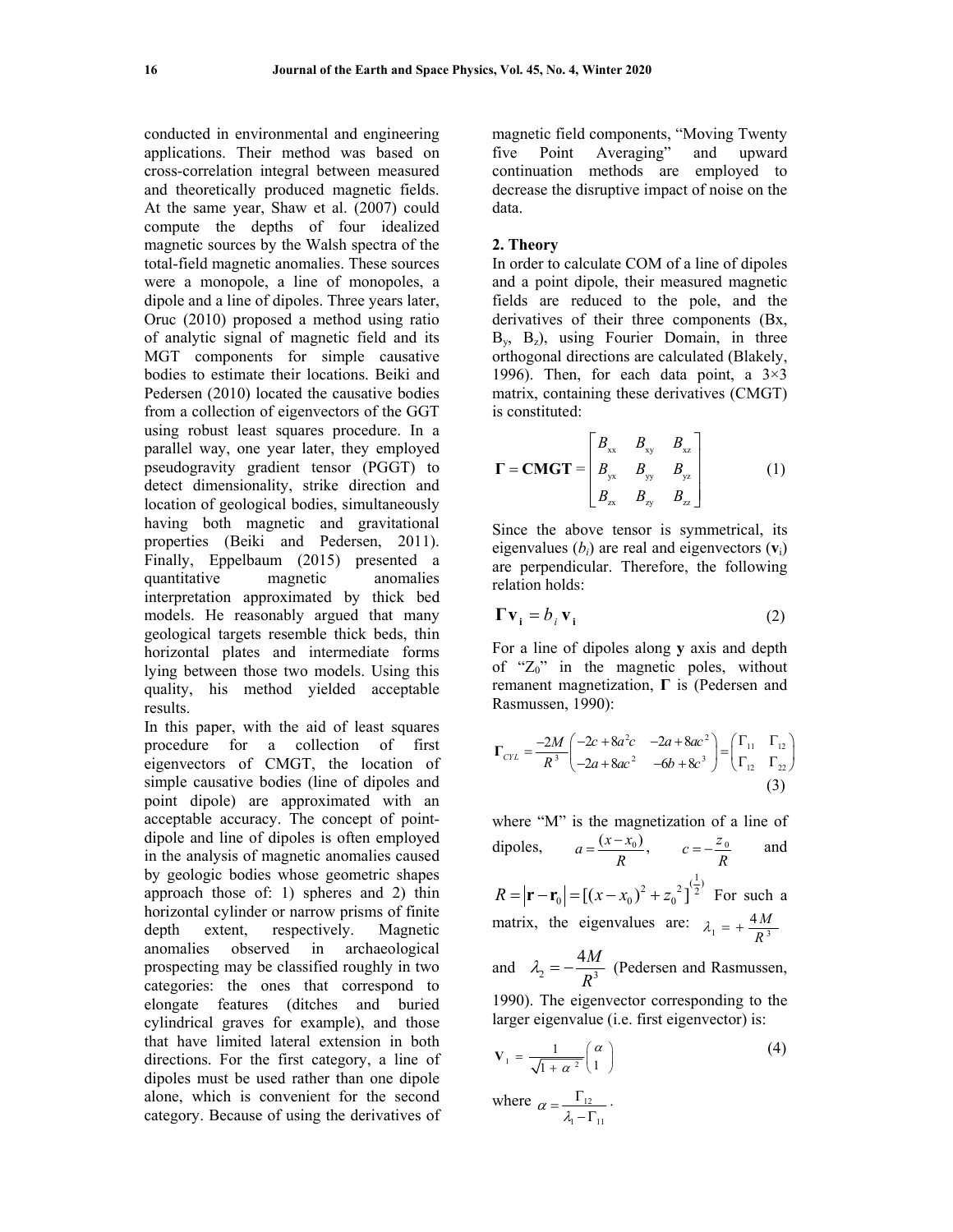conducted in environmental and engineering applications. Their method was based on cross-correlation integral between measured and theoretically produced magnetic fields. At the same year, Shaw et al. (2007) could compute the depths of four idealized magnetic sources by the Walsh spectra of the total-field magnetic anomalies. These sources were a monopole, a line of monopoles, a dipole and a line of dipoles. Three years later, Oruc (2010) proposed a method using ratio of analytic signal of magnetic field and its MGT components for simple causative bodies to estimate their locations. Beiki and Pedersen (2010) located the causative bodies from a collection of eigenvectors of the GGT using robust least squares procedure. In a parallel way, one year later, they employed pseudogravity gradient tensor (PGGT) to detect dimensionality, strike direction and location of geological bodies, simultaneously having both magnetic and gravitational properties (Beiki and Pedersen, 2011). Finally, Eppelbaum (2015) presented a quantitative magnetic anomalies interpretation approximated by thick bed models. He reasonably argued that many geological targets resemble thick beds, thin horizontal plates and intermediate forms lying between those two models. Using this quality, his method yielded acceptable results.

In this paper, with the aid of least squares procedure for a collection of first eigenvectors of CMGT, the location of simple causative bodies (line of dipoles and point dipole) are approximated with an acceptable accuracy. The concept of point-dipole and line of dipoles is often employed in the analysis of magnetic anomalies caused by geologic bodies whose geometric shapes approach those of: 1) spheres and 2) thin horizontal cylinder or narrow prisms of finite depth extent, respectively. Magnetic anomalies observed in archaeological prospecting may be classified roughly in two categories: the ones that correspond to elongate features (ditches and buried cylindrical graves for example), and those that have limited lateral extension in both directions. For the first category, a line of dipoles must be used rather than one dipole alone, which is convenient for the second category. Because of using the derivatives of magnetic field components, "Moving Twenty five Point Averaging" and upward continuation methods are employed to decrease the disruptive impact of noise on the data.

## 2. Theory

In order to calculate COM of a line of dipoles and a point dipole, their measured magnetic fields are reduced to the pole, and the derivatives of their three components ($B_x$, $B_y$, $B_z$), using Fourier Domain, in three orthogonal directions are calculated (Blakely, 1996). Then, for each data point, a 3×3 matrix, containing these derivatives (CMGT) is constituted:

$$\mathbf{\Gamma} = \mathbf{CMGT} = \begin{bmatrix} B_{xx} & B_{xy} & B_{xz} \\ B_{yx} & B_{yy} & B_{yz} \\ B_{zx} & B_{zy} & B_{zz} \end{bmatrix} \tag{1}$$

Since the above tensor is symmetrical, its eigenvalues ($b_i$) are real and eigenvectors ($\mathbf{v}_i$) are perpendicular. Therefore, the following relation holds:

$$\mathbf{\Gamma}\,\mathbf{v_i} = b_i\,\mathbf{v_i} \tag{2}$$

For a line of dipoles along **y** axis and depth of "$Z_0$" in the magnetic poles, without remanent magnetization, **Γ** is (Pedersen and Rasmussen, 1990):

$$\mathbf{\Gamma}_{CYL} = \frac{-2M}{R^3}\begin{pmatrix} -2c+8a^2c & -2a+8ac^2 \\ -2a+8ac^2 & -6b+8c^3 \end{pmatrix} = \begin{pmatrix} \Gamma_{11} & \Gamma_{12} \\ \Gamma_{12} & \Gamma_{22} \end{pmatrix} \tag{3}$$

where "M" is the magnetization of a line of dipoles, $a = \frac{(x-x_0)}{R}$, $c = -\frac{z_0}{R}$ and $R = |\mathbf{r}-\mathbf{r}_0| = [(x-x_0)^2 + z_0{}^2]^{(\frac{1}{2})}$ For such a matrix, the eigenvalues are: $\lambda_1 = +\frac{4M}{R^3}$ and $\lambda_2 = -\frac{4M}{R^3}$ (Pedersen and Rasmussen, 1990). The eigenvector corresponding to the larger eigenvalue (i.e. first eigenvector) is:

$$\mathbf{v}_1 = \frac{1}{\sqrt{1+\alpha^2}}\begin{pmatrix} \alpha \\ 1 \end{pmatrix} \tag{4}$$

where $\alpha = \frac{\Gamma_{12}}{\lambda_1 - \Gamma_{11}}$.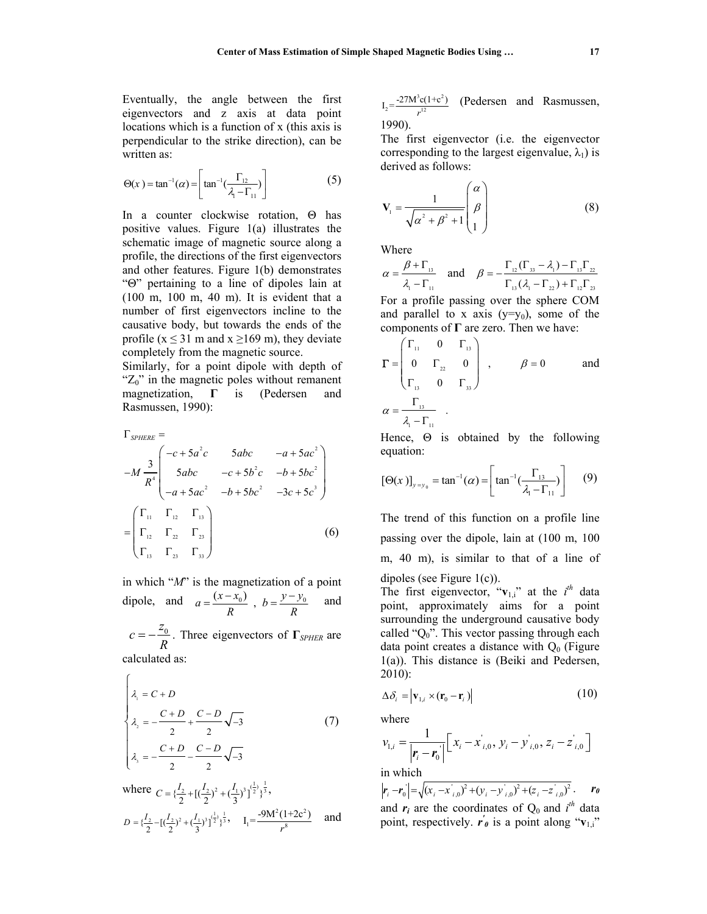Eventually, the angle between the first eigenvectors and z axis at data point locations which is a function of x (this axis is perpendicular to the strike direction), can be written as:

$$\Theta(x) = \tan^{-1}(\alpha) = \left[ \tan^{-1}\left(\frac{\Gamma_{12}}{\lambda_1 - \Gamma_{11}}\right) \right] \tag{5}$$

In a counter clockwise rotation, Θ has positive values. Figure 1(a) illustrates the schematic image of magnetic source along a profile, the directions of the first eigenvectors and other features. Figure 1(b) demonstrates "Θ" pertaining to a line of dipoles lain at (100 m, 100 m, 40 m). It is evident that a number of first eigenvectors incline to the causative body, but towards the ends of the profile (x ≤ 31 m and x ≥169 m), they deviate completely from the magnetic source.

Similarly, for a point dipole with depth of "$Z_0$" in the magnetic poles without remanent magnetization, **Γ** is (Pedersen and Rasmussen, 1990):

$$\Gamma_{SPHERE} = -M\frac{3}{R^4}\begin{pmatrix} -c+5a^2c & 5abc & -a+5ac^2 \\ 5abc & -c+5b^2c & -b+5bc^2 \\ -a+5ac^2 & -b+5bc^2 & -3c+5c^3 \end{pmatrix} = \begin{pmatrix} \Gamma_{11} & \Gamma_{12} & \Gamma_{13} \\ \Gamma_{12} & \Gamma_{22} & \Gamma_{23} \\ \Gamma_{13} & \Gamma_{23} & \Gamma_{33} \end{pmatrix} \tag{6}$$

in which "*M*" is the magnetization of a point dipole, and $a = \frac{(x - x_0)}{R}$ , $b = \frac{y - y_0}{R}$ and $c = -\frac{z_0}{R}$. Three eigenvectors of $\Gamma_{SPHER}$ are calculated as:

$$\begin{cases} \lambda_1 = C + D \\ \lambda_2 = -\dfrac{C+D}{2} + \dfrac{C-D}{2}\sqrt{-3} \\ \lambda_3 = -\dfrac{C+D}{2} - \dfrac{C-D}{2}\sqrt{-3} \end{cases} \tag{7}$$

where $C = \{\frac{I_2}{2} + [(\frac{I_2}{2})^2 + (\frac{I_1}{3})^3]^{(\frac{1}{2})}\}^{\frac{1}{3}}$,

$D = \{\frac{I_2}{2} - [(\frac{I_2}{2})^2 + (\frac{I_1}{3})^3]^{(\frac{1}{2})}\}^{\frac{1}{3}}$, $I_1 = \frac{-9M^2(1+2c^2)}{r^8}$ and $I_2 = \frac{-27M^3c(1+c^2)}{r^{12}}$ (Pedersen and Rasmussen, 1990).

The first eigenvector (i.e. the eigenvector corresponding to the largest eigenvalue, $\lambda_1$) is derived as follows:

$$\mathbf{V}_1 = \frac{1}{\sqrt{\alpha^2 + \beta^2 + 1}}\begin{pmatrix} \alpha \\ \beta \\ 1 \end{pmatrix} \tag{8}$$

Where

$\alpha = \frac{\beta + \Gamma_{13}}{\lambda_1 - \Gamma_{11}}$ and $\beta = -\frac{\Gamma_{12}(\Gamma_{33} - \lambda_1) - \Gamma_{13}\Gamma_{22}}{\Gamma_{13}(\lambda_1 - \Gamma_{22}) + \Gamma_{12}\Gamma_{23}}$

For a profile passing over the sphere COM and parallel to x axis ($y=y_0$), some of the components of **Γ** are zero. Then we have:

$$\Gamma = \begin{pmatrix} \Gamma_{11} & 0 & \Gamma_{13} \\ 0 & \Gamma_{22} & 0 \\ \Gamma_{13} & 0 & \Gamma_{33} \end{pmatrix}, \quad \beta = 0 \quad \text{and} \quad \alpha = \frac{\Gamma_{13}}{\lambda_1 - \Gamma_{11}}.$$

Hence, Θ is obtained by the following equation:

$$[\Theta(x)]_{y=y_0} = \tan^{-1}(\alpha) = \left[ \tan^{-1}\left(\frac{\Gamma_{13}}{\lambda_1 - \Gamma_{11}}\right) \right] \tag{9}$$

The trend of this function on a profile line passing over the dipole, lain at (100 m, 100 m, 40 m), is similar to that of a line of dipoles (see Figure 1(c)).

The first eigenvector, "$\mathbf{v}_{1,i}$" at the $i^{th}$ data point, approximately aims for a point surrounding the underground causative body called "$Q_0$". This vector passing through each data point creates a distance with $Q_0$ (Figure 1(a)). This distance is (Beiki and Pedersen, 2010):

$$\Delta\delta_i = \left| \mathbf{v}_{1,i} \times (\mathbf{r}_0 - \mathbf{r}_i) \right| \tag{10}$$

where

$$v_{1,i} = \frac{1}{\left| \boldsymbol{r}_i - \boldsymbol{r}_0' \right|}\left[ x_i - x'_{i,0},\, y_i - y'_{i,0},\, z_i - z'_{i,0} \right]$$

in which

$\left| \boldsymbol{r}_i - \boldsymbol{r}_0' \right| = \sqrt{(x_i - x'_{i,0})^2 + (y_i - y'_{i,0})^2 + (z_i - z'_{i,0})^2}$. $\boldsymbol{r_0}$ and $\boldsymbol{r_i}$ are the coordinates of $Q_0$ and $i^{th}$ data point, respectively. $\boldsymbol{r'_0}$ is a point along "$\mathbf{v}_{1,i}$"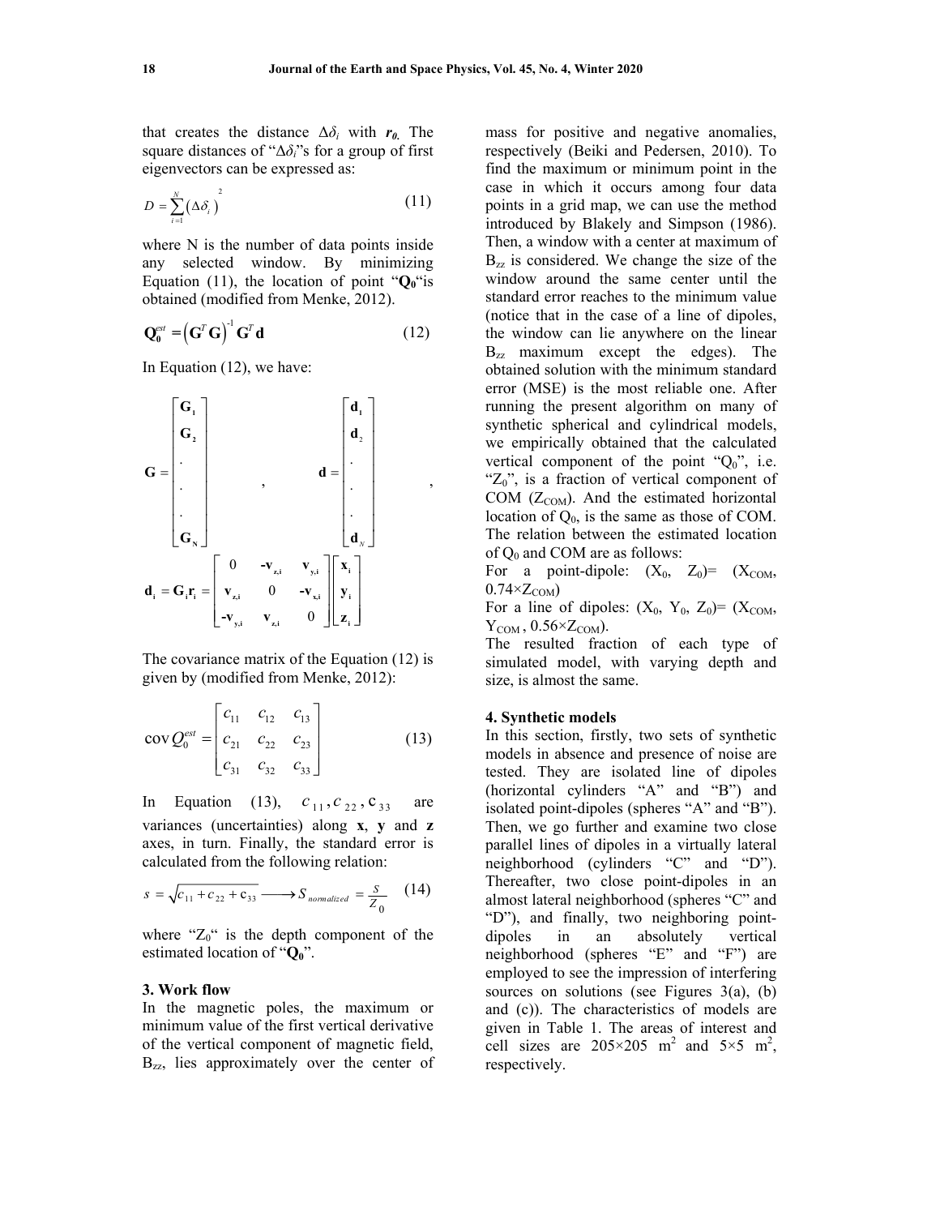that creates the distance $\Delta\delta_i$ with $\boldsymbol{r_0}$. The square distances of "$\Delta\delta_i$"s for a group of first eigenvectors can be expressed as:

$$D = \sum_{i=1}^{N} \left(\Delta\delta_i\right)^2 \tag{11}$$

where N is the number of data points inside any selected window. By minimizing Equation (11), the location of point "$\mathbf{Q_0}$"is obtained (modified from Menke, 2012).

$$\mathbf{Q}_0^{est} = \left(\mathbf{G}^T\mathbf{G}\right)^{-1}\mathbf{G}^T\mathbf{d} \tag{12}$$

In Equation (12), we have:

$$\mathbf{G} = \begin{bmatrix} \mathbf{G_1} \\ \mathbf{G_2} \\ . \\ . \\ . \\ \mathbf{G_N} \end{bmatrix}, \quad \mathbf{d} = \begin{bmatrix} \mathbf{d_1} \\ \mathbf{d_2} \\ . \\ . \\ . \\ \mathbf{d}_N \end{bmatrix},$$

$$\mathbf{d_i} = \mathbf{G_i}\mathbf{r_i} = \begin{bmatrix} 0 & -\mathbf{v_{z,i}} & \mathbf{v_{y,i}} \\ \mathbf{v_{z,i}} & 0 & -\mathbf{v_{x,i}} \\ -\mathbf{v_{y,i}} & \mathbf{v_{z,i}} & 0 \end{bmatrix} \begin{bmatrix} \mathbf{x_i} \\ \mathbf{y_i} \\ \mathbf{z_i} \end{bmatrix}$$

The covariance matrix of the Equation (12) is given by (modified from Menke, 2012):

$$\operatorname{cov} Q_0^{est} = \begin{bmatrix} c_{11} & c_{12} & c_{13} \\ c_{21} & c_{22} & c_{23} \\ c_{31} & c_{32} & c_{33} \end{bmatrix} \tag{13}$$

In Equation (13), $c_{11}, c_{22}, c_{33}$ are variances (uncertainties) along **x**, **y** and **z** axes, in turn. Finally, the standard error is calculated from the following relation:

$$s = \sqrt{c_{11} + c_{22} + c_{33}} \longrightarrow S_{normalized} = \frac{s}{Z_0} \tag{14}$$

where "$Z_0$" is the depth component of the estimated location of "$\mathbf{Q_0}$".

## 3. Work flow

In the magnetic poles, the maximum or minimum value of the first vertical derivative of the vertical component of magnetic field, $B_{zz}$, lies approximately over the center of mass for positive and negative anomalies, respectively (Beiki and Pedersen, 2010). To find the maximum or minimum point in the case in which it occurs among four data points in a grid map, we can use the method introduced by Blakely and Simpson (1986). Then, a window with a center at maximum of $B_{zz}$ is considered. We change the size of the window around the same center until the standard error reaches to the minimum value (notice that in the case of a line of dipoles, the window can lie anywhere on the linear $B_{zz}$ maximum except the edges). The obtained solution with the minimum standard error (MSE) is the most reliable one. After running the present algorithm on many of synthetic spherical and cylindrical models, we empirically obtained that the calculated vertical component of the point "$Q_0$", i.e. "$Z_0$", is a fraction of vertical component of COM ($Z_{COM}$). And the estimated horizontal location of $Q_0$, is the same as those of COM. The relation between the estimated location of $Q_0$ and COM are as follows:

For a point-dipole: $(X_0, Z_0) = (X_{COM}, 0.74 \times Z_{COM})$

For a line of dipoles: $(X_0, Y_0, Z_0) = (X_{COM}, Y_{COM}, 0.56 \times Z_{COM})$.

The resulted fraction of each type of simulated model, with varying depth and size, is almost the same.

## 4. Synthetic models

In this section, firstly, two sets of synthetic models in absence and presence of noise are tested. They are isolated line of dipoles (horizontal cylinders "A" and "B") and isolated point-dipoles (spheres "A" and "B"). Then, we go further and examine two close parallel lines of dipoles in a virtually lateral neighborhood (cylinders "C" and "D"). Thereafter, two close point-dipoles in an almost lateral neighborhood (spheres "C" and "D"), and finally, two neighboring point-dipoles in an absolutely vertical neighborhood (spheres "E" and "F") are employed to see the impression of interfering sources on solutions (see Figures 3(a), (b) and (c)). The characteristics of models are given in Table 1. The areas of interest and cell sizes are 205×205 m² and 5×5 m², respectively.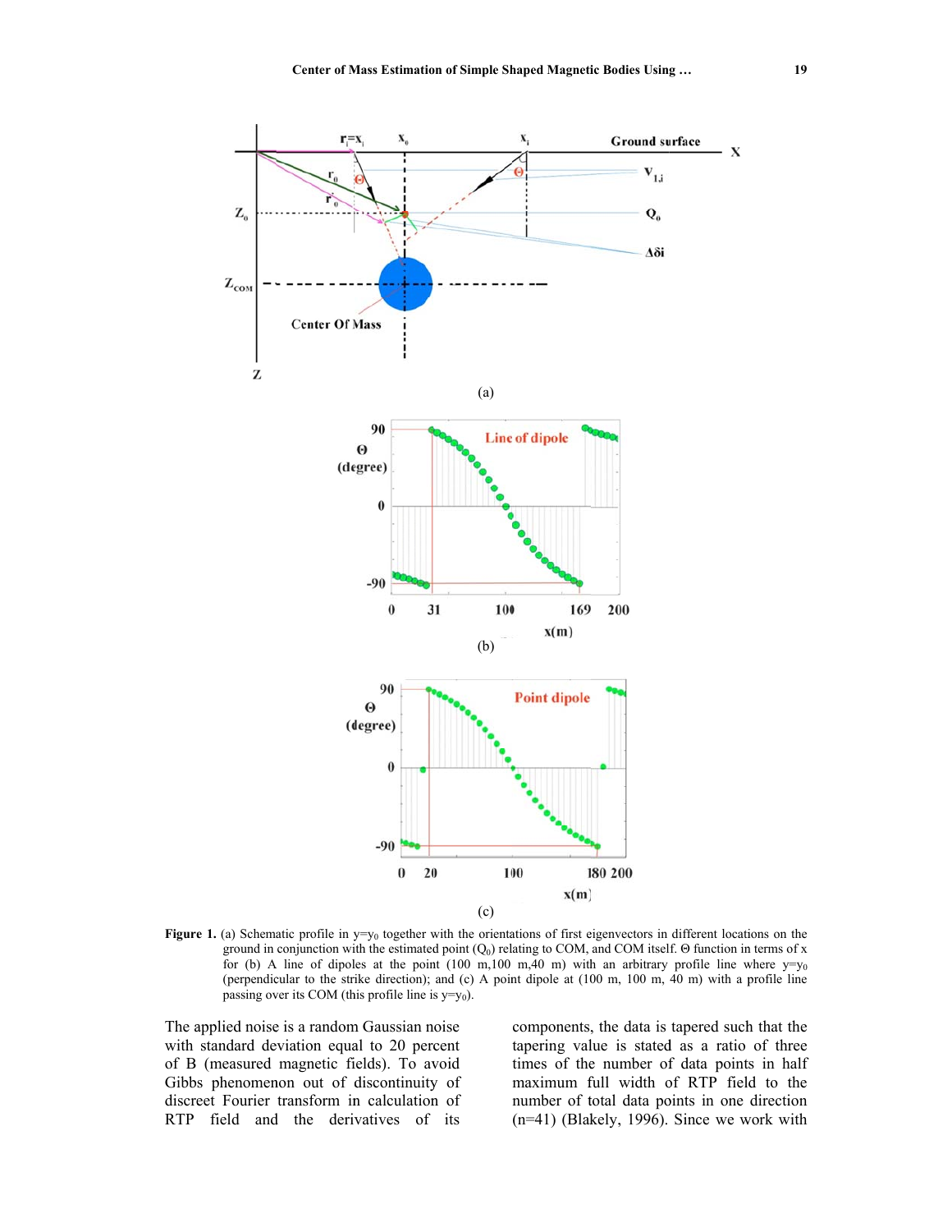**Figure 1.** (a) Schematic profile in $y=y_0$ together with the orientations of first eigenvectors in different locations on the ground in conjunction with the estimated point ($Q_0$) relating to COM, and COM itself. Θ function in terms of x for (b) A line of dipoles at the point (100 m,100 m,40 m) with an arbitrary profile line where $y=y_0$ (perpendicular to the strike direction); and (c) A point dipole at (100 m, 100 m, 40 m) with a profile line passing over its COM (this profile line is $y=y_0$).

The applied noise is a random Gaussian noise with standard deviation equal to 20 percent of B (measured magnetic fields). To avoid Gibbs phenomenon out of discontinuity of discreet Fourier transform in calculation of RTP field and the derivatives of its components, the data is tapered such that the tapering value is stated as a ratio of three times of the number of data points in half maximum full width of RTP field to the number of total data points in one direction (n=41) (Blakely, 1996). Since we work with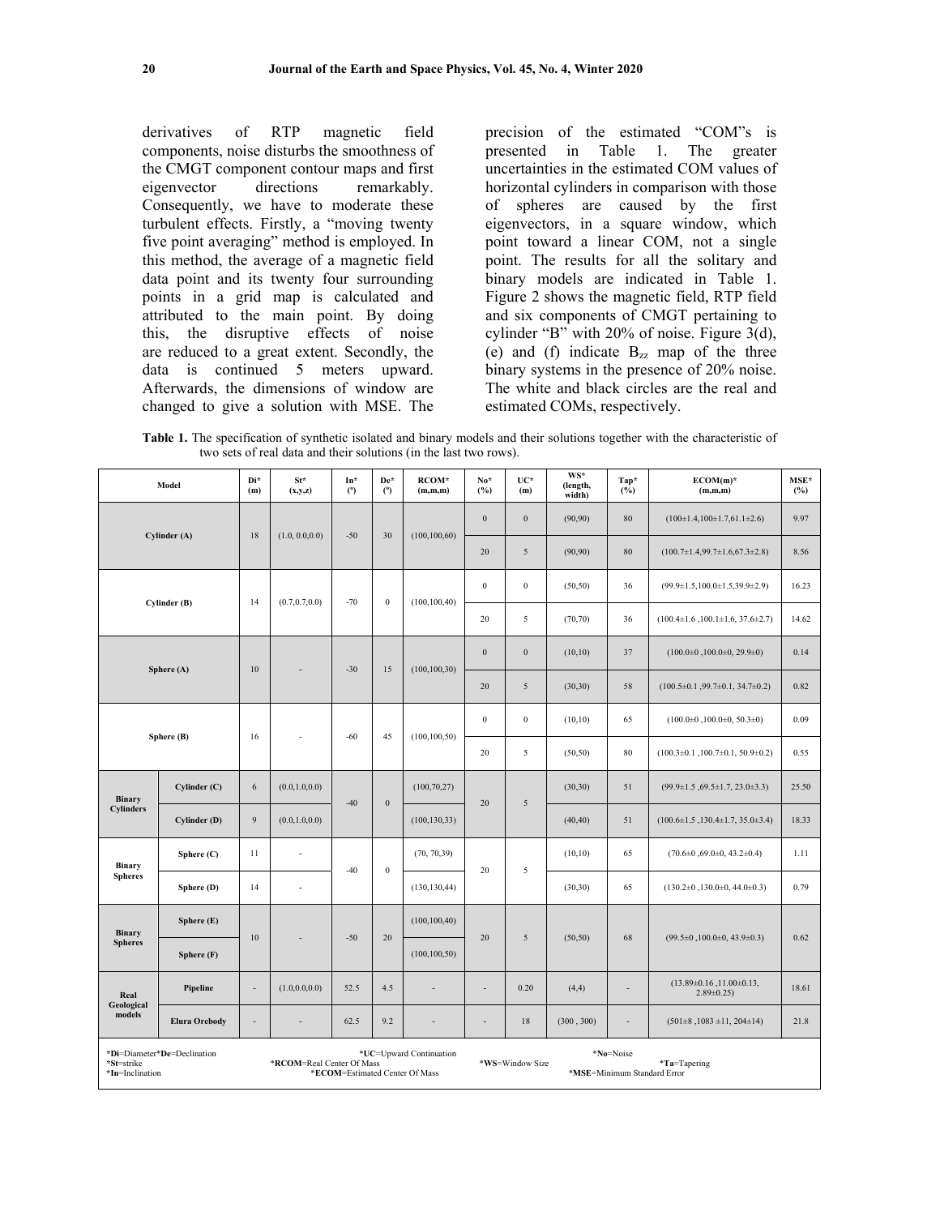derivatives of RTP magnetic field components, noise disturbs the smoothness of the CMGT component contour maps and first eigenvector directions remarkably. Consequently, we have to moderate these turbulent effects. Firstly, a "moving twenty five point averaging" method is employed. In this method, the average of a magnetic field data point and its twenty four surrounding points in a grid map is calculated and attributed to the main point. By doing this, the disruptive effects of noise are reduced to a great extent. Secondly, the data is continued 5 meters upward. Afterwards, the dimensions of window are changed to give a solution with MSE. The precision of the estimated "COM"s is presented in Table 1. The greater uncertainties in the estimated COM values of horizontal cylinders in comparison with those of spheres are caused by the first eigenvectors, in a square window, which point toward a linear COM, not a single point. The results for all the solitary and binary models are indicated in Table 1. Figure 2 shows the magnetic field, RTP field and six components of CMGT pertaining to cylinder "B" with 20% of noise. Figure 3(d), (e) and (f) indicate $B_{zz}$ map of the three binary systems in the presence of 20% noise. The white and black circles are the real and estimated COMs, respectively.

**Table 1.** The specification of synthetic isolated and binary models and their solutions together with the characteristic of two sets of real data and their solutions (in the last two rows).

| Model | | Di* (m) | St* (x,y,z) | In* (°) | De* (°) | RCOM* (m,m,m) | No* (%) | UC* (m) | WS* (length, width) | Tap* (%) | ECOM(m)* (m,m,m) | MSE* (%) |
|---|---|---|---|---|---|---|---|---|---|---|---|---|
| Cylinder (A) | | 18 | (1.0, 0.0,0.0) | -50 | 30 | (100,100,60) | 0 | 0 | (90,90) | 80 | (100±1.4,100±1.7,61.1±2.6) | 9.97 |
| | | | | | | | 20 | 5 | (90,90) | 80 | (100.7±1.4,99.7±1.6,67.3±2.8) | 8.56 |
| Cylinder (B) | | 14 | (0.7,0.7,0.0) | -70 | 0 | (100,100,40) | 0 | 0 | (50,50) | 36 | (99.9±1.5,100.0±1.5,39.9±2.9) | 16.23 |
| | | | | | | | 20 | 5 | (70,70) | 36 | (100.4±1.6 ,100.1±1.6, 37.6±2.7) | 14.62 |
| Sphere (A) | | 10 | - | -30 | 15 | (100,100,30) | 0 | 0 | (10,10) | 37 | (100.0±0 ,100.0±0, 29.9±0) | 0.14 |
| | | | | | | | 20 | 5 | (30,30) | 58 | (100.5±0.1 ,99.7±0.1, 34.7±0.2) | 0.82 |
| Sphere (B) | | 16 | - | -60 | 45 | (100,100,50) | 0 | 0 | (10,10) | 65 | (100.0±0 ,100.0±0, 50.3±0) | 0.09 |
| | | | | | | | 20 | 5 | (50,50) | 80 | (100.3±0.1 ,100.7±0.1, 50.9±0.2) | 0.55 |
| Binary Cylinders | Cylinder (C) | 6 | (0.0,1.0,0.0) | -40 | 0 | (100,70,27) | 20 | 5 | (30,30) | 51 | (99.9±1.5 ,69.5±1.7, 23.0±3.3) | 25.50 |
| | Cylinder (D) | 9 | (0.0,1.0,0.0) | | | (100,130,33) | | | (40,40) | 51 | (100.6±1.5 ,130.4±1.7, 35.0±3.4) | 18.33 |
| Binary Spheres | Sphere (C) | 11 | - | -40 | 0 | (70, 70,39) | 20 | 5 | (10,10) | 65 | (70.6±0 ,69.0±0, 43.2±0.4) | 1.11 |
| | Sphere (D) | 14 | - | | | (130,130,44) | | | (30,30) | 65 | (130.2±0 ,130.0±0, 44.0±0.3) | 0.79 |
| Binary Spheres | Sphere (E) | 10 | - | -50 | 20 | (100,100,40) | 20 | 5 | (50,50) | 68 | (99.5±0 ,100.0±0, 43.9±0.3) | 0.62 |
| | Sphere (F) | | | | | (100,100,50) | | | | | | |
| Real Geological models | Pipeline | - | (1.0,0.0,0.0) | 52.5 | 4.5 | - | - | 0.20 | (4,4) | - | (13.89±0.16 ,11.00±0.13, 2.89±0.25) | 18.61 |
| | Elura Orebody | - | - | 62.5 | 9.2 | - | - | 18 | (300 , 300) | - | (501±8 ,1083 ±11, 204±14) | 21.8 |

*Di=Diameter *De=Declination *UC=Upward Continuation *No=Noise
*St=strike *RCOM=Real Center Of Mass *WS=Window Size *Ta=Tapering
*In=Inclination *ECOM=Estimated Center Of Mass *MSE=Minimum Standard Error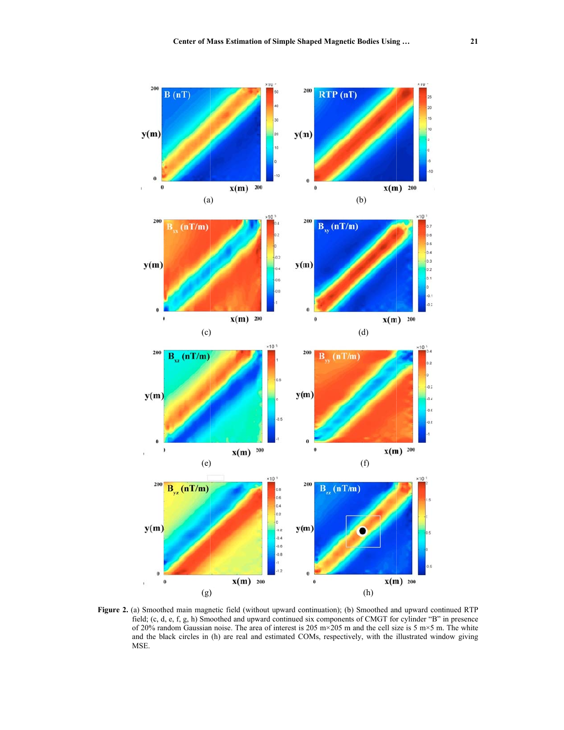**Figure 2.** (a) Smoothed main magnetic field (without upward continuation); (b) Smoothed and upward continued RTP field; (c, d, e, f, g, h) Smoothed and upward continued six components of CMGT for cylinder "B" in presence of 20% random Gaussian noise. The area of interest is 205 m×205 m and the cell size is 5 m×5 m. The white and the black circles in (h) are real and estimated COMs, respectively, with the illustrated window giving MSE.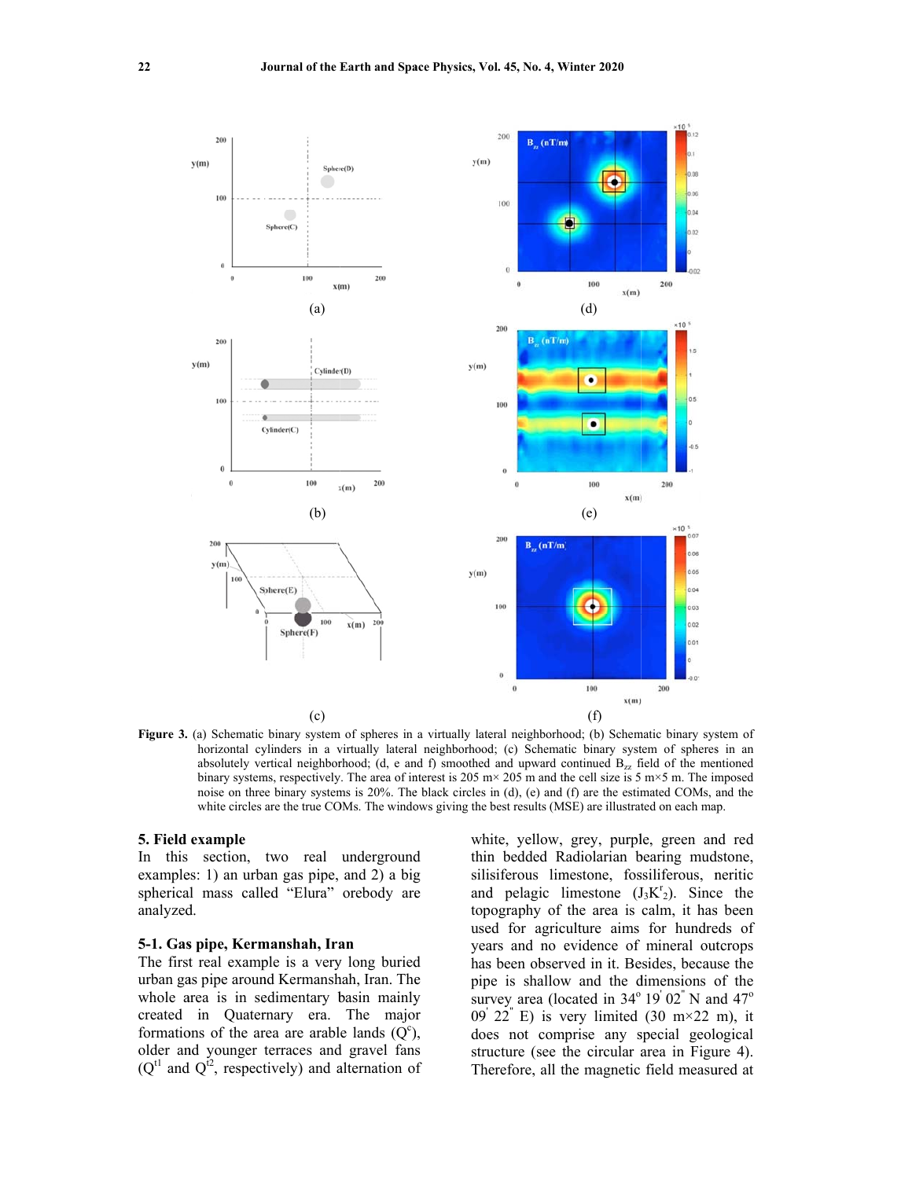**Figure 3.** (a) Schematic binary system of spheres in a virtually lateral neighborhood; (b) Schematic binary system of horizontal cylinders in a virtually lateral neighborhood; (c) Schematic binary system of spheres in an absolutely vertical neighborhood; (d, e and f) smoothed and upward continued $B_{zz}$ field of the mentioned binary systems, respectively. The area of interest is 205 m× 205 m and the cell size is 5 m×5 m. The imposed noise on three binary systems is 20%. The black circles in (d), (e) and (f) are the estimated COMs, and the white circles are the true COMs. The windows giving the best results (MSE) are illustrated on each map.

## 5. Field example

In this section, two real underground examples: 1) an urban gas pipe, and 2) a big spherical mass called "Elura" orebody are analyzed.

### 5-1. Gas pipe, Kermanshah, Iran

The first real example is a very long buried urban gas pipe around Kermanshah, Iran. The whole area is in sedimentary basin mainly created in Quaternary era. The major formations of the area are arable lands ($Q^c$), older and younger terraces and gravel fans ($Q^{t1}$ and $Q^{t2}$, respectively) and alternation of white, yellow, grey, purple, green and red thin bedded Radiolarian bearing mudstone, silisiferous limestone, fossiliferous, neritic and pelagic limestone ($J_3K^r{}_2$). Since the topography of the area is calm, it has been used for agriculture aims for hundreds of years and no evidence of mineral outcrops has been observed in it. Besides, because the pipe is shallow and the dimensions of the survey area (located in 34° 19' 02" N and 47° 09' 22" E) is very limited (30 m×22 m), it does not comprise any special geological structure (see the circular area in Figure 4). Therefore, all the magnetic field measured at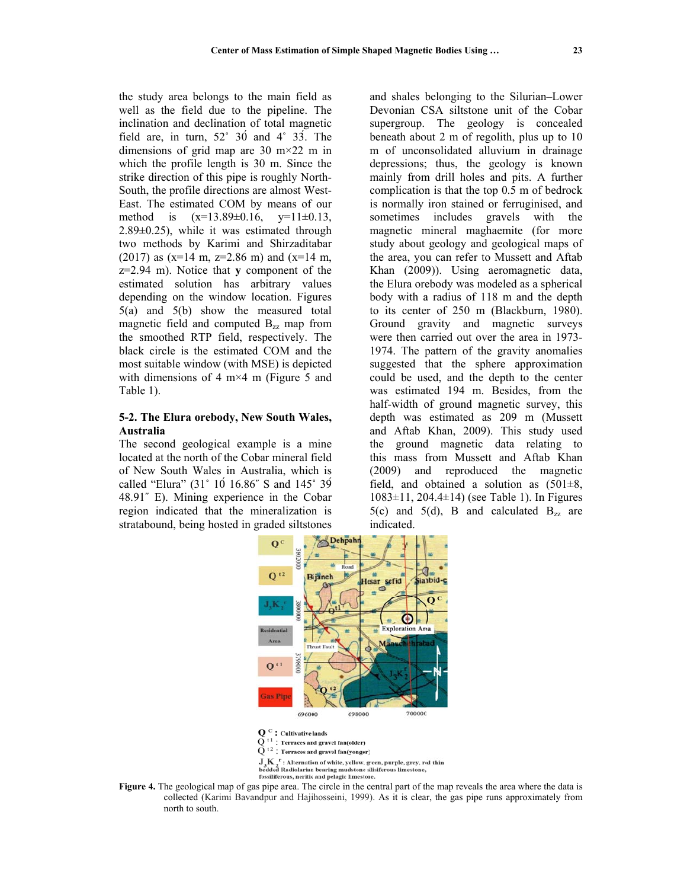the study area belongs to the main field as well as the field due to the pipeline. The inclination and declination of total magnetic field are, in turn, 52° 30́ and 4° 33́. The dimensions of grid map are 30 m×22 m in which the profile length is 30 m. Since the strike direction of this pipe is roughly North-South, the profile directions are almost West-East. The estimated COM by means of our method is (x=13.89±0.16, y=11±0.13, 2.89±0.25), while it was estimated through two methods by Karimi and Shirzaditabar (2017) as (x=14 m, z=2.86 m) and (x=14 m, z=2.94 m). Notice that **y** component of the estimated solution has arbitrary values depending on the window location. Figures 5(a) and 5(b) show the measured total magnetic field and computed $B_{zz}$ map from the smoothed RTP field, respectively. The black circle is the estimated COM and the most suitable window (with MSE) is depicted with dimensions of 4 m×4 m (Figure 5 and Table 1).

### 5-2. The Elura orebody, New South Wales, Australia

The second geological example is a mine located at the north of the Cobar mineral field of New South Wales in Australia, which is called "Elura" (31° 10́ 16.86″ S and 145° 39́ 48.91″ E). Mining experience in the Cobar region indicated that the mineralization is stratabound, being hosted in graded siltstones and shales belonging to the Silurian–Lower Devonian CSA siltstone unit of the Cobar supergroup. The geology is concealed beneath about 2 m of regolith, plus up to 10 m of unconsolidated alluvium in drainage depressions; thus, the geology is known mainly from drill holes and pits. A further complication is that the top 0.5 m of bedrock is normally iron stained or ferruginised, and sometimes includes gravels with the magnetic mineral maghaemite (for more study about geology and geological maps of the area, you can refer to Mussett and Aftab Khan (2009)). Using aeromagnetic data, the Elura orebody was modeled as a spherical body with a radius of 118 m and the depth to its center of 250 m (Blackburn, 1980). Ground gravity and magnetic surveys were then carried out over the area in 1973-1974. The pattern of the gravity anomalies suggested that the sphere approximation could be used, and the depth to the center was estimated 194 m. Besides, from the half-width of ground magnetic survey, this depth was estimated as 209 m (Mussett and Aftab Khan, 2009). This study used the ground magnetic data relating to this mass from Mussett and Aftab Khan (2009) and reproduced the magnetic field, and obtained a solution as (501±8, 1083±11, 204.4±14) (see Table 1). In Figures 5(c) and 5(d), B and calculated $B_{zz}$ are indicated.

**Figure 4.** The geological map of gas pipe area. The circle in the central part of the map reveals the area where the data is collected (Karimi Bavandpur and Hajihosseini, 1999). As it is clear, the gas pipe runs approximately from north to south.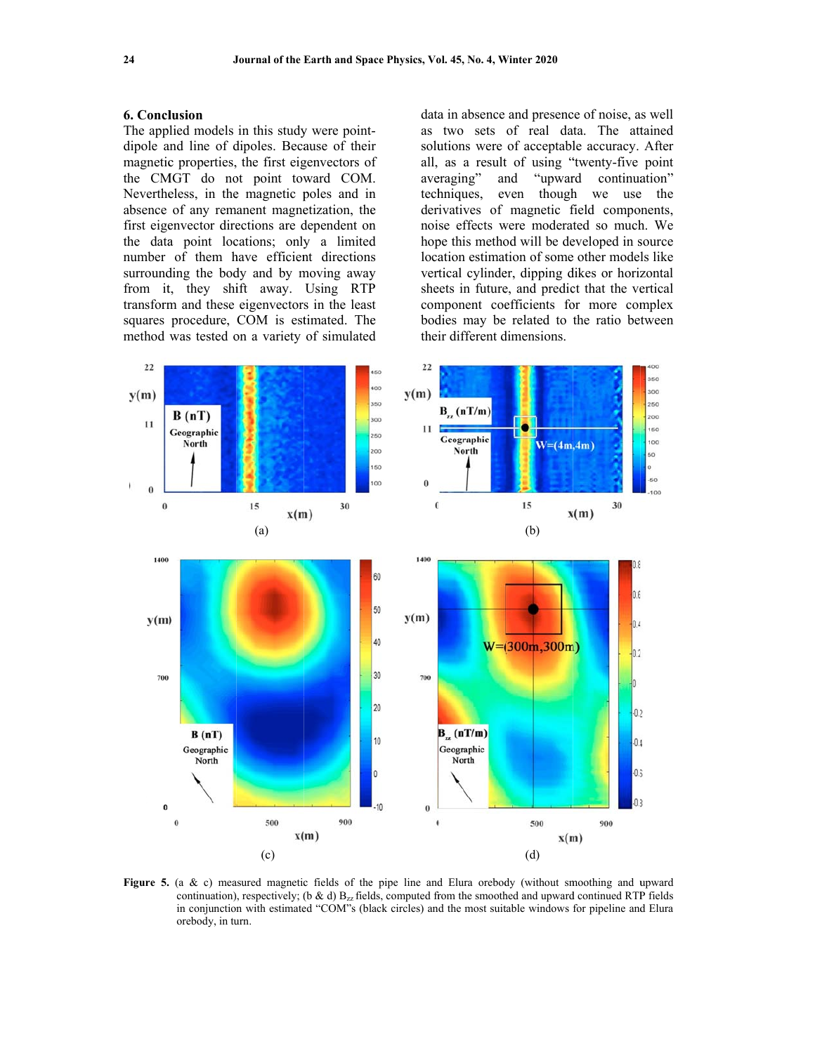## 6. Conclusion

The applied models in this study were point-dipole and line of dipoles. Because of their magnetic properties, the first eigenvectors of the CMGT do not point toward COM. Nevertheless, in the magnetic poles and in absence of any remanent magnetization, the first eigenvector directions are dependent on the data point locations; only a limited number of them have efficient directions surrounding the body and by moving away from it, they shift away. Using RTP transform and these eigenvectors in the least squares procedure, COM is estimated. The method was tested on a variety of simulated data in absence and presence of noise, as well as two sets of real data. The attained solutions were of acceptable accuracy. After all, as a result of using "twenty-five point averaging" and "upward continuation" techniques, even though we use the derivatives of magnetic field components, noise effects were moderated so much. We hope this method will be developed in source location estimation of some other models like vertical cylinder, dipping dikes or horizontal sheets in future, and predict that the vertical component coefficients for more complex bodies may be related to the ratio between their different dimensions.

**Figure 5.** (a & c) measured magnetic fields of the pipe line and Elura orebody (without smoothing and upward continuation), respectively; (b & d) $B_{zz}$ fields, computed from the smoothed and upward continued RTP fields in conjunction with estimated "COM"'s (black circles) and the most suitable windows for pipeline and Elura orebody, in turn.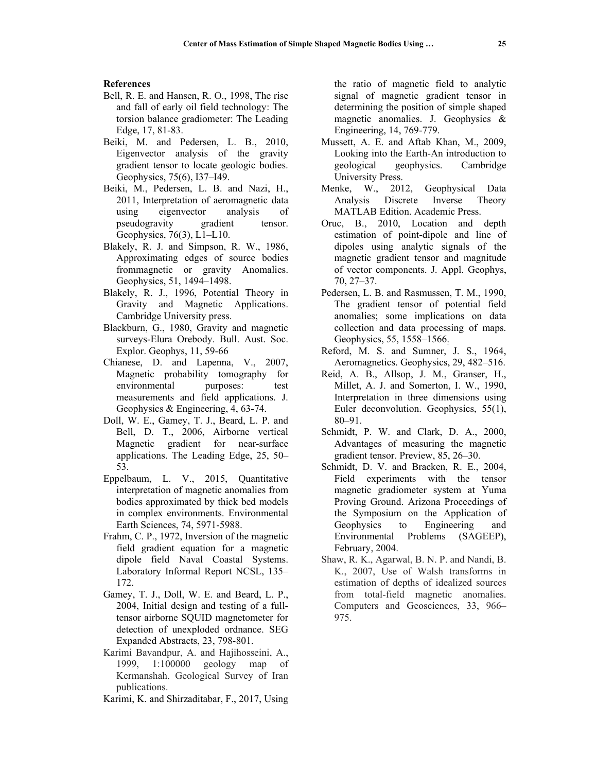## References

Bell, R. E. and Hansen, R. O., 1998, The rise and fall of early oil field technology: The torsion balance gradiometer: The Leading Edge, 17, 81-83.

Beiki, M. and Pedersen, L. B., 2010, Eigenvector analysis of the gravity gradient tensor to locate geologic bodies. Geophysics, 75(6), I37–I49.

Beiki, M., Pedersen, L. B. and Nazi, H., 2011, Interpretation of aeromagnetic data using eigenvector analysis of pseudogravity gradient tensor. Geophysics, 76(3), L1–L10.

Blakely, R. J. and Simpson, R. W., 1986, Approximating edges of source bodies frommagnetic or gravity Anomalies. Geophysics, 51, 1494–1498.

Blakely, R. J., 1996, Potential Theory in Gravity and Magnetic Applications. Cambridge University press.

Blackburn, G., 1980, Gravity and magnetic surveys-Elura Orebody. Bull. Aust. Soc. Explor. Geophys, 11, 59-66

Chianese, D. and Lapenna, V., 2007, Magnetic probability tomography for environmental purposes: test measurements and field applications. J. Geophysics & Engineering, 4, 63-74.

Doll, W. E., Gamey, T. J., Beard, L. P. and Bell, D. T., 2006, Airborne vertical Magnetic gradient for near-surface applications. The Leading Edge, 25, 50–53.

Eppelbaum, L. V., 2015, Quantitative interpretation of magnetic anomalies from bodies approximated by thick bed models in complex environments. Environmental Earth Sciences, 74, 5971-5988.

Frahm, C. P., 1972, Inversion of the magnetic field gradient equation for a magnetic dipole field Naval Coastal Systems. Laboratory Informal Report NCSL, 135–172.

Gamey, T. J., Doll, W. E. and Beard, L. P., 2004, Initial design and testing of a full-tensor airborne SQUID magnetometer for detection of unexploded ordnance. SEG Expanded Abstracts, 23, 798-801.

Karimi Bavandpur, A. and Hajihosseini, A., 1999, 1:100000 geology map of Kermanshah. Geological Survey of Iran publications.

Karimi, K. and Shirzaditabar, F., 2017, Using the ratio of magnetic field to analytic signal of magnetic gradient tensor in determining the position of simple shaped magnetic anomalies. J. Geophysics & Engineering, 14, 769-779.

Mussett, A. E. and Aftab Khan, M., 2009, Looking into the Earth-An introduction to geological geophysics. Cambridge University Press.

Menke, W., 2012, Geophysical Data Analysis Discrete Inverse Theory MATLAB Edition. Academic Press.

Oruc, B., 2010, Location and depth estimation of point-dipole and line of dipoles using analytic signals of the magnetic gradient tensor and magnitude of vector components. J. Appl. Geophys, 70, 27–37.

Pedersen, L. B. and Rasmussen, T. M., 1990, The gradient tensor of potential field anomalies; some implications on data collection and data processing of maps. Geophysics, 55, 1558–1566.

Reford, M. S. and Sumner, J. S., 1964, Aeromagnetics. Geophysics, 29, 482–516.

Reid, A. B., Allsop, J. M., Granser, H., Millet, A. J. and Somerton, I. W., 1990, Interpretation in three dimensions using Euler deconvolution. Geophysics, 55(1), 80–91.

Schmidt, P. W. and Clark, D. A., 2000, Advantages of measuring the magnetic gradient tensor. Preview, 85, 26–30.

Schmidt, D. V. and Bracken, R. E., 2004, Field experiments with the tensor magnetic gradiometer system at Yuma Proving Ground. Arizona Proceedings of the Symposium on the Application of Geophysics to Engineering and Environmental Problems (SAGEEP), February, 2004.

Shaw, R. K., Agarwal, B. N. P. and Nandi, B. K., 2007, Use of Walsh transforms in estimation of depths of idealized sources from total-field magnetic anomalies. Computers and Geosciences, 33, 966–975.